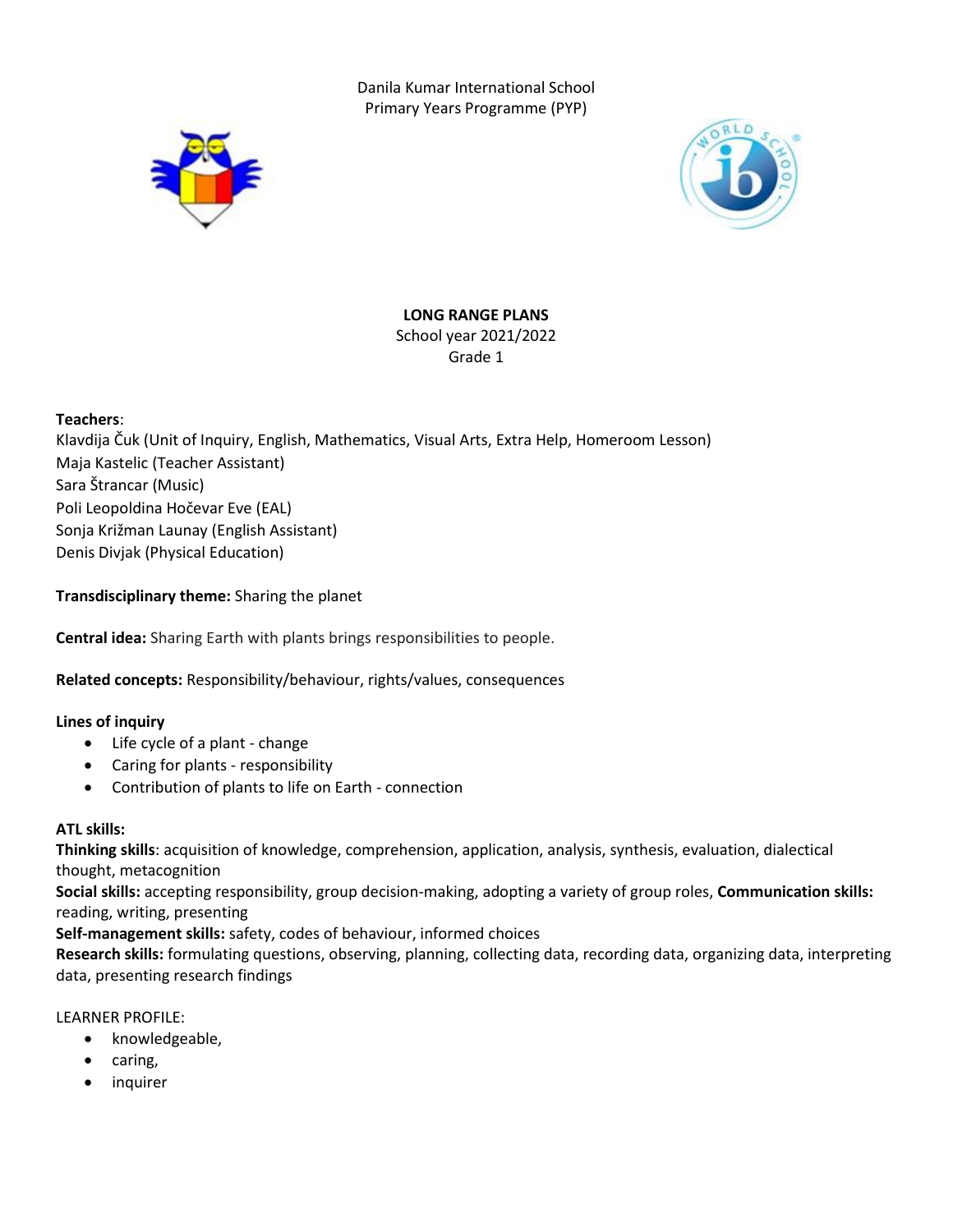Danila Kumar International School
Primary Years Programme (PYP)

**LONG RANGE PLANS**
School year 2021/2022
Grade 1

**Teachers**:
Klavdija Čuk (Unit of Inquiry, English, Mathematics, Visual Arts, Extra Help, Homeroom Lesson)
Maja Kastelic (Teacher Assistant)
Sara Štrancar (Music)
Poli Leopoldina Hočevar Eve (EAL)
Sonja Križman Launay (English Assistant)
Denis Divjak (Physical Education)

**Transdisciplinary theme:** Sharing the planet

**Central idea:** Sharing Earth with plants brings responsibilities to people.

**Related concepts:** Responsibility/behaviour, rights/values, consequences

**Lines of inquiry**

- Life cycle of a plant - change
- Caring for plants - responsibility
- Contribution of plants to life on Earth - connection

**ATL skills:**
**Thinking skills**: acquisition of knowledge, comprehension, application, analysis, synthesis, evaluation, dialectical thought, metacognition
**Social skills:** accepting responsibility, group decision-making, adopting a variety of group roles, **Communication skills:** reading, writing, presenting
**Self-management skills:** safety, codes of behaviour, informed choices
**Research skills:** formulating questions, observing, planning, collecting data, recording data, organizing data, interpreting data, presenting research findings

LEARNER PROFILE:

- knowledgeable,
- caring,
- inquirer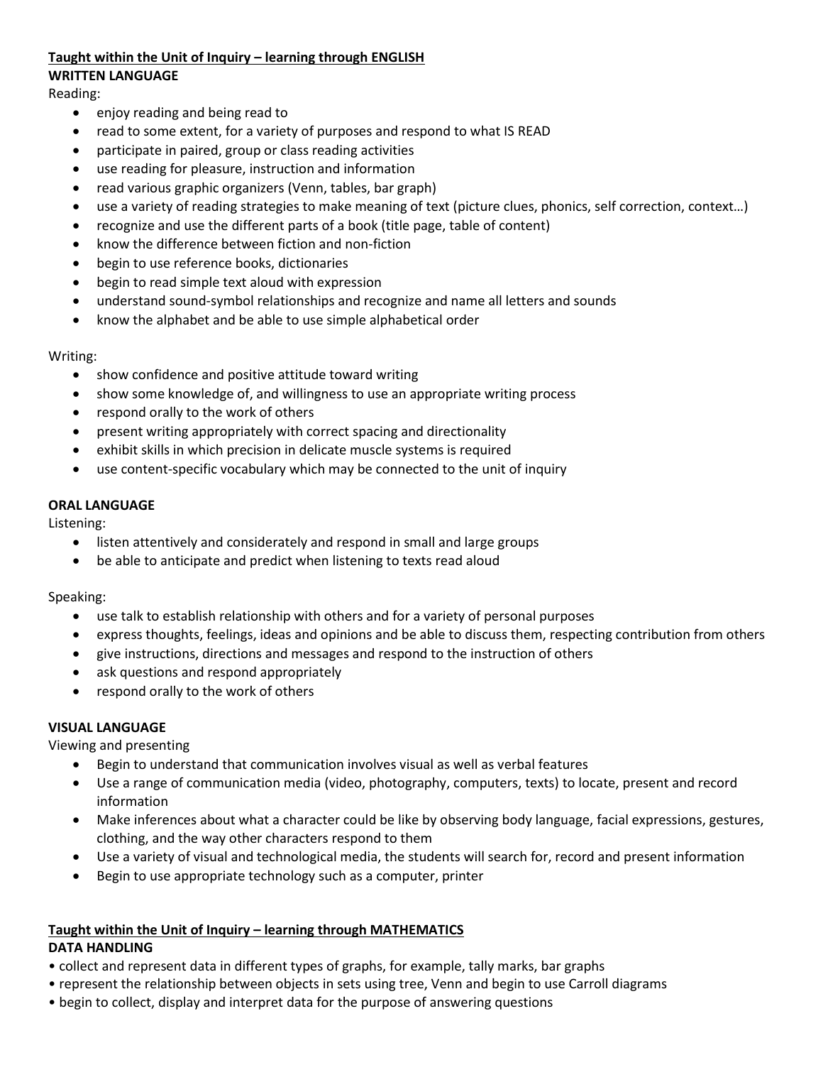**<u>Taught within the Unit of Inquiry – learning through ENGLISH</u>**

**WRITTEN LANGUAGE**

Reading:

- enjoy reading and being read to
- read to some extent, for a variety of purposes and respond to what IS READ
- participate in paired, group or class reading activities
- use reading for pleasure, instruction and information
- read various graphic organizers (Venn, tables, bar graph)
- use a variety of reading strategies to make meaning of text (picture clues, phonics, self correction, context…)
- recognize and use the different parts of a book (title page, table of content)
- know the difference between fiction and non-fiction
- begin to use reference books, dictionaries
- begin to read simple text aloud with expression
- understand sound-symbol relationships and recognize and name all letters and sounds
- know the alphabet and be able to use simple alphabetical order

Writing:

- show confidence and positive attitude toward writing
- show some knowledge of, and willingness to use an appropriate writing process
- respond orally to the work of others
- present writing appropriately with correct spacing and directionality
- exhibit skills in which precision in delicate muscle systems is required
- use content-specific vocabulary which may be connected to the unit of inquiry

**ORAL LANGUAGE**

Listening:

- listen attentively and considerately and respond in small and large groups
- be able to anticipate and predict when listening to texts read aloud

Speaking:

- use talk to establish relationship with others and for a variety of personal purposes
- express thoughts, feelings, ideas and opinions and be able to discuss them, respecting contribution from others
- give instructions, directions and messages and respond to the instruction of others
- ask questions and respond appropriately
- respond orally to the work of others

**VISUAL LANGUAGE**

Viewing and presenting

- Begin to understand that communication involves visual as well as verbal features
- Use a range of communication media (video, photography, computers, texts) to locate, present and record information
- Make inferences about what a character could be like by observing body language, facial expressions, gestures, clothing, and the way other characters respond to them
- Use a variety of visual and technological media, the students will search for, record and present information
- Begin to use appropriate technology such as a computer, printer

**<u>Taught within the Unit of Inquiry – learning through MATHEMATICS</u>**

**DATA HANDLING**

- collect and represent data in different types of graphs, for example, tally marks, bar graphs
- represent the relationship between objects in sets using tree, Venn and begin to use Carroll diagrams
- begin to collect, display and interpret data for the purpose of answering questions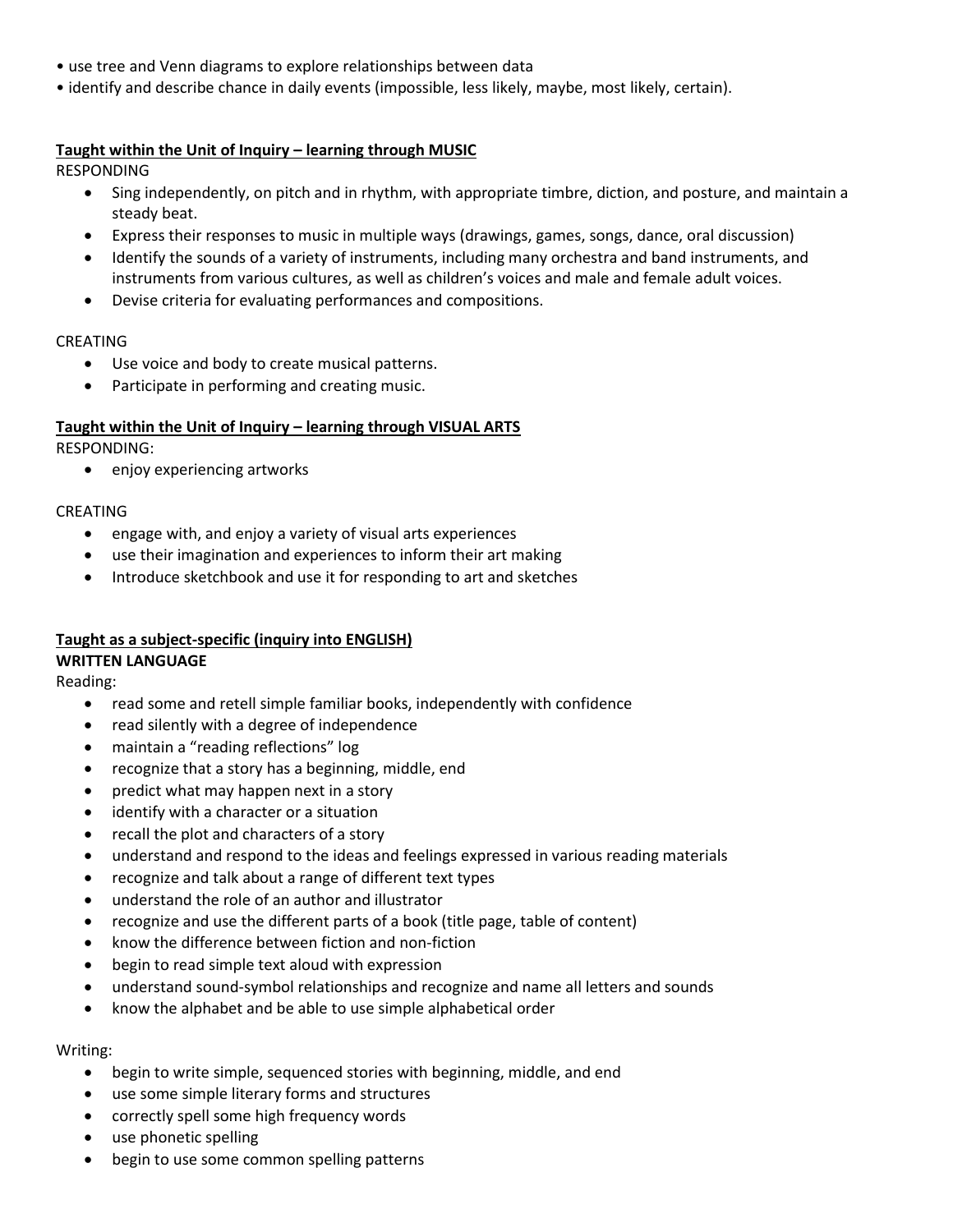- use tree and Venn diagrams to explore relationships between data
- identify and describe chance in daily events (impossible, less likely, maybe, most likely, certain).

**Taught within the Unit of Inquiry – learning through MUSIC**

RESPONDING

- Sing independently, on pitch and in rhythm, with appropriate timbre, diction, and posture, and maintain a steady beat.
- Express their responses to music in multiple ways (drawings, games, songs, dance, oral discussion)
- Identify the sounds of a variety of instruments, including many orchestra and band instruments, and instruments from various cultures, as well as children's voices and male and female adult voices.
- Devise criteria for evaluating performances and compositions.

CREATING

- Use voice and body to create musical patterns.
- Participate in performing and creating music.

**Taught within the Unit of Inquiry – learning through VISUAL ARTS**

RESPONDING:

- enjoy experiencing artworks

CREATING

- engage with, and enjoy a variety of visual arts experiences
- use their imagination and experiences to inform their art making
- Introduce sketchbook and use it for responding to art and sketches

**Taught as a subject-specific (inquiry into ENGLISH)**

**WRITTEN LANGUAGE**

Reading:

- read some and retell simple familiar books, independently with confidence
- read silently with a degree of independence
- maintain a "reading reflections" log
- recognize that a story has a beginning, middle, end
- predict what may happen next in a story
- identify with a character or a situation
- recall the plot and characters of a story
- understand and respond to the ideas and feelings expressed in various reading materials
- recognize and talk about a range of different text types
- understand the role of an author and illustrator
- recognize and use the different parts of a book (title page, table of content)
- know the difference between fiction and non-fiction
- begin to read simple text aloud with expression
- understand sound-symbol relationships and recognize and name all letters and sounds
- know the alphabet and be able to use simple alphabetical order

Writing:

- begin to write simple, sequenced stories with beginning, middle, and end
- use some simple literary forms and structures
- correctly spell some high frequency words
- use phonetic spelling
- begin to use some common spelling patterns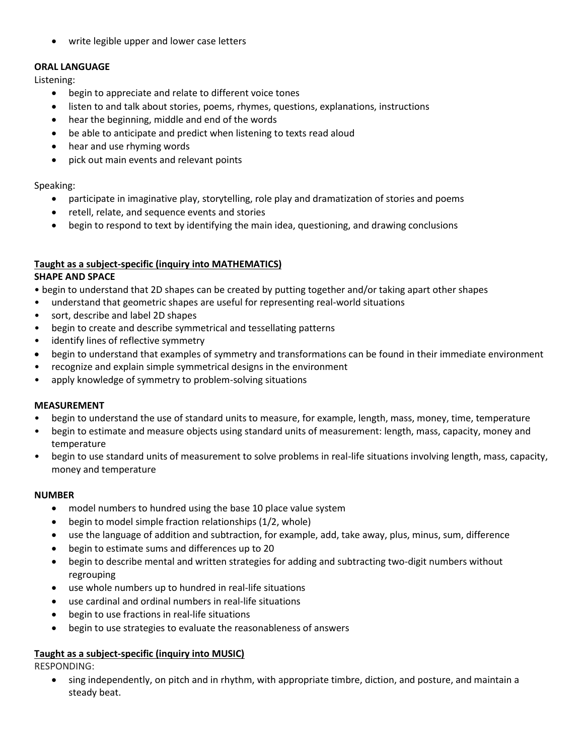- write legible upper and lower case letters

**ORAL LANGUAGE**

Listening:

- begin to appreciate and relate to different voice tones
- listen to and talk about stories, poems, rhymes, questions, explanations, instructions
- hear the beginning, middle and end of the words
- be able to anticipate and predict when listening to texts read aloud
- hear and use rhyming words
- pick out main events and relevant points

Speaking:

- participate in imaginative play, storytelling, role play and dramatization of stories and poems
- retell, relate, and sequence events and stories
- begin to respond to text by identifying the main idea, questioning, and drawing conclusions

**<u>Taught as a subject-specific (inquiry into MATHEMATICS)</u>**

**SHAPE AND SPACE**

- begin to understand that 2D shapes can be created by putting together and/or taking apart other shapes
- understand that geometric shapes are useful for representing real-world situations
- sort, describe and label 2D shapes
- begin to create and describe symmetrical and tessellating patterns
- identify lines of reflective symmetry
- begin to understand that examples of symmetry and transformations can be found in their immediate environment
- recognize and explain simple symmetrical designs in the environment
- apply knowledge of symmetry to problem-solving situations

**MEASUREMENT**

- begin to understand the use of standard units to measure, for example, length, mass, money, time, temperature
- begin to estimate and measure objects using standard units of measurement: length, mass, capacity, money and temperature
- begin to use standard units of measurement to solve problems in real-life situations involving length, mass, capacity, money and temperature

**NUMBER**

- model numbers to hundred using the base 10 place value system
- begin to model simple fraction relationships (1/2, whole)
- use the language of addition and subtraction, for example, add, take away, plus, minus, sum, difference
- begin to estimate sums and differences up to 20
- begin to describe mental and written strategies for adding and subtracting two-digit numbers without regrouping
- use whole numbers up to hundred in real-life situations
- use cardinal and ordinal numbers in real-life situations
- begin to use fractions in real-life situations
- begin to use strategies to evaluate the reasonableness of answers

**<u>Taught as a subject-specific (inquiry into MUSIC)</u>**

RESPONDING:

- sing independently, on pitch and in rhythm, with appropriate timbre, diction, and posture, and maintain a steady beat.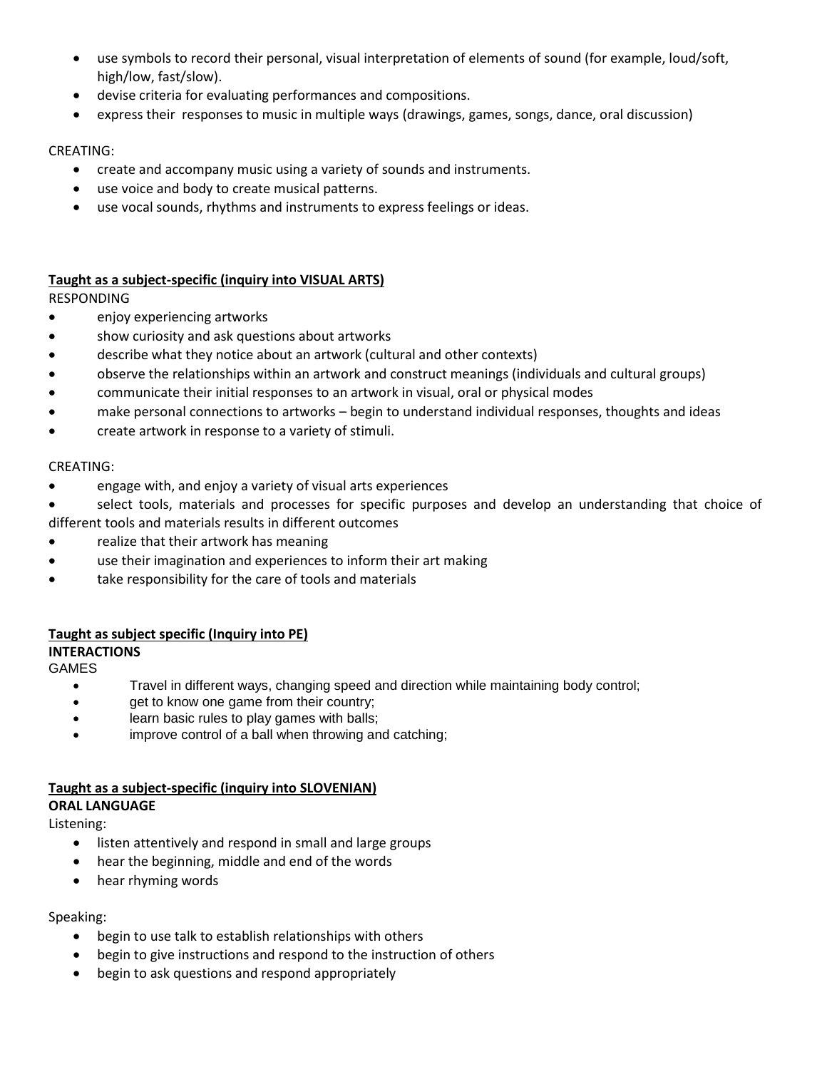- use symbols to record their personal, visual interpretation of elements of sound (for example, loud/soft, high/low, fast/slow).
- devise criteria for evaluating performances and compositions.
- express their responses to music in multiple ways (drawings, games, songs, dance, oral discussion)

CREATING:

- create and accompany music using a variety of sounds and instruments.
- use voice and body to create musical patterns.
- use vocal sounds, rhythms and instruments to express feelings or ideas.

**<u>Taught as a subject-specific (inquiry into VISUAL ARTS)</u>**

RESPONDING

- enjoy experiencing artworks
- show curiosity and ask questions about artworks
- describe what they notice about an artwork (cultural and other contexts)
- observe the relationships within an artwork and construct meanings (individuals and cultural groups)
- communicate their initial responses to an artwork in visual, oral or physical modes
- make personal connections to artworks – begin to understand individual responses, thoughts and ideas
- create artwork in response to a variety of stimuli.

CREATING:

- engage with, and enjoy a variety of visual arts experiences
- select tools, materials and processes for specific purposes and develop an understanding that choice of different tools and materials results in different outcomes
- realize that their artwork has meaning
- use their imagination and experiences to inform their art making
- take responsibility for the care of tools and materials

**<u>Taught as subject specific (Inquiry into PE)</u>**

**INTERACTIONS**

GAMES

- Travel in different ways, changing speed and direction while maintaining body control;
- get to know one game from their country;
- learn basic rules to play games with balls;
- improve control of a ball when throwing and catching;

**<u>Taught as a subject-specific (inquiry into SLOVENIAN)</u>**

**ORAL LANGUAGE**

Listening:

- listen attentively and respond in small and large groups
- hear the beginning, middle and end of the words
- hear rhyming words

Speaking:

- begin to use talk to establish relationships with others
- begin to give instructions and respond to the instruction of others
- begin to ask questions and respond appropriately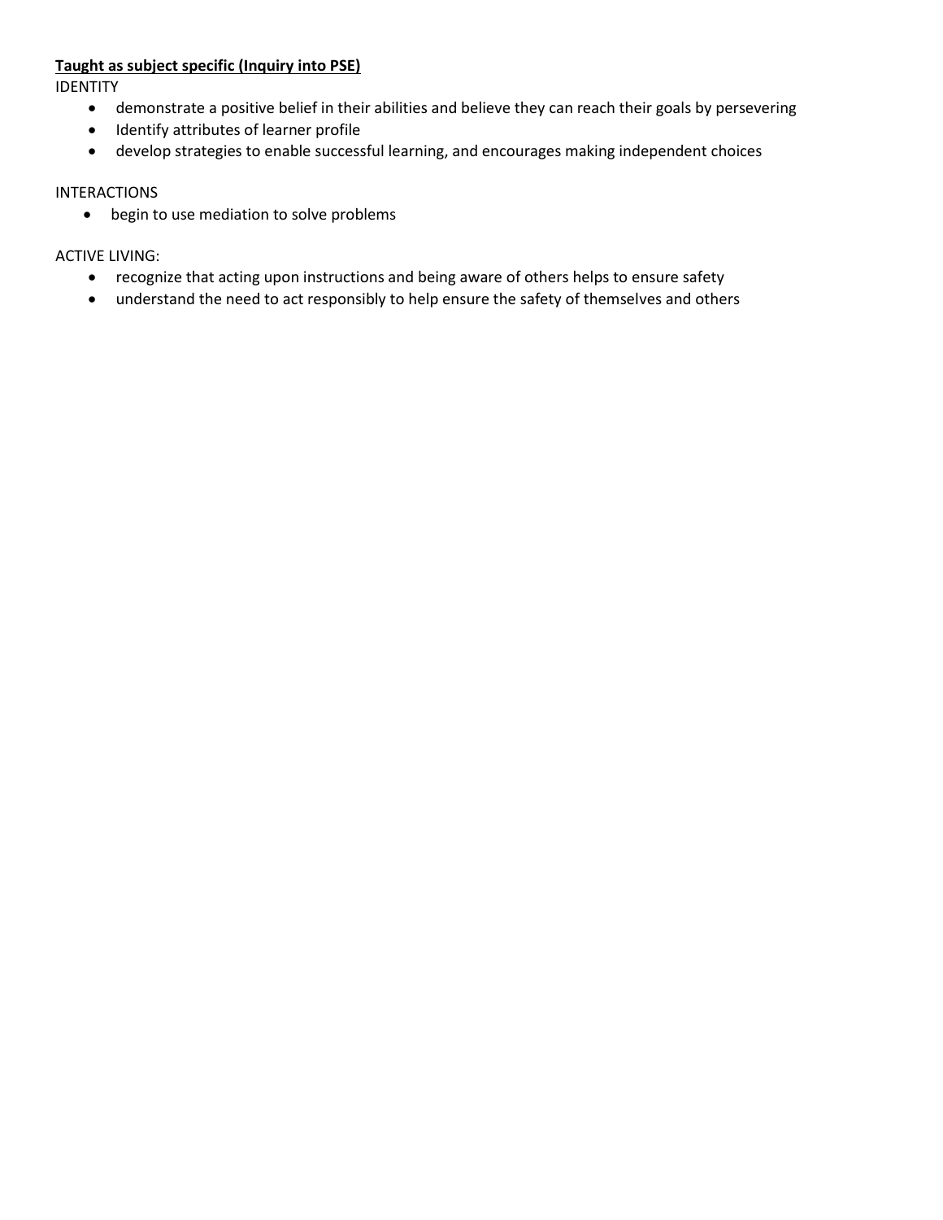**Taught as subject specific (Inquiry into PSE)**

IDENTITY

- demonstrate a positive belief in their abilities and believe they can reach their goals by persevering
- Identify attributes of learner profile
- develop strategies to enable successful learning, and encourages making independent choices

INTERACTIONS

- begin to use mediation to solve problems

ACTIVE LIVING:

- recognize that acting upon instructions and being aware of others helps to ensure safety
- understand the need to act responsibly to help ensure the safety of themselves and others